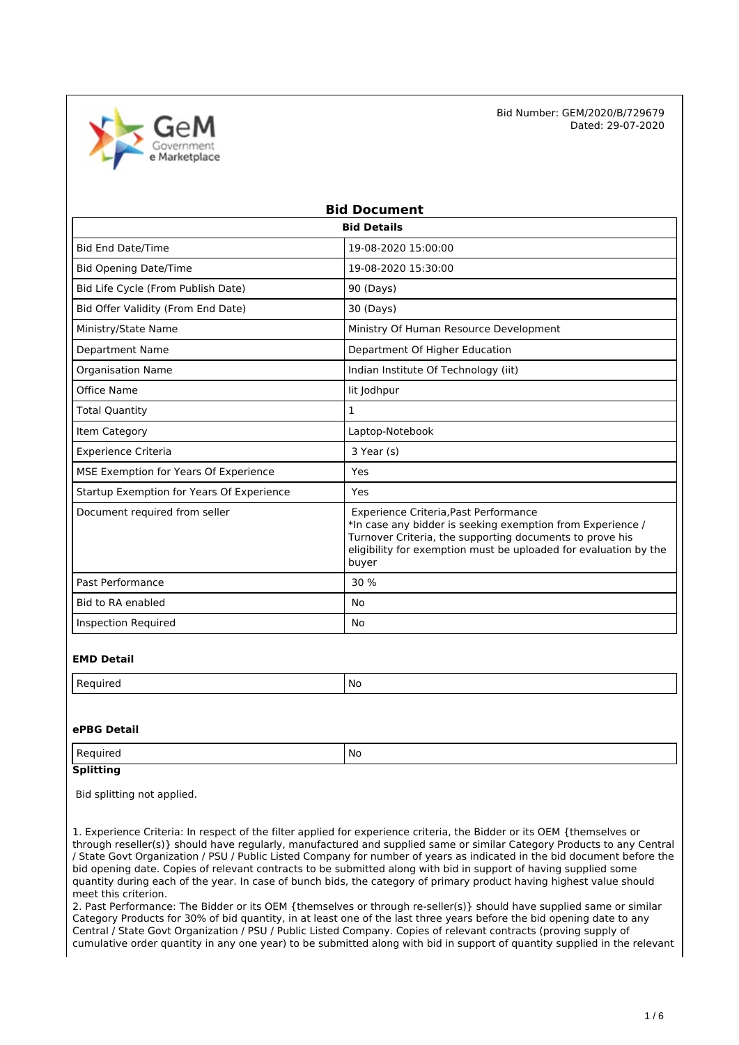Bid Number: GEM/2020/B/729679
Dated: 29-07-2020

# Bid Document

| Bid Details | |
|---|---|
| Bid End Date/Time | 19-08-2020 15:00:00 |
| Bid Opening Date/Time | 19-08-2020 15:30:00 |
| Bid Life Cycle (From Publish Date) | 90 (Days) |
| Bid Offer Validity (From End Date) | 30 (Days) |
| Ministry/State Name | Ministry Of Human Resource Development |
| Department Name | Department Of Higher Education |
| Organisation Name | Indian Institute Of Technology (iit) |
| Office Name | Iit Jodhpur |
| Total Quantity | 1 |
| Item Category | Laptop-Notebook |
| Experience Criteria | 3 Year (s) |
| MSE Exemption for Years Of Experience | Yes |
| Startup Exemption for Years Of Experience | Yes |
| Document required from seller | Experience Criteria,Past Performance<br>*In case any bidder is seeking exemption from Experience / Turnover Criteria, the supporting documents to prove his eligibility for exemption must be uploaded for evaluation by the buyer |
| Past Performance | 30 % |
| Bid to RA enabled | No |
| Inspection Required | No |

### EMD Detail

| Required | No |
|---|---|

### ePBG Detail

| Required | No |
|---|---|

### Splitting

Bid splitting not applied.

1. Experience Criteria: In respect of the filter applied for experience criteria, the Bidder or its OEM {themselves or through reseller(s)} should have regularly, manufactured and supplied same or similar Category Products to any Central / State Govt Organization / PSU / Public Listed Company for number of years as indicated in the bid document before the bid opening date. Copies of relevant contracts to be submitted along with bid in support of having supplied some quantity during each of the year. In case of bunch bids, the category of primary product having highest value should meet this criterion.
2. Past Performance: The Bidder or its OEM {themselves or through re-seller(s)} should have supplied same or similar Category Products for 30% of bid quantity, in at least one of the last three years before the bid opening date to any Central / State Govt Organization / PSU / Public Listed Company. Copies of relevant contracts (proving supply of cumulative order quantity in any one year) to be submitted along with bid in support of quantity supplied in the relevant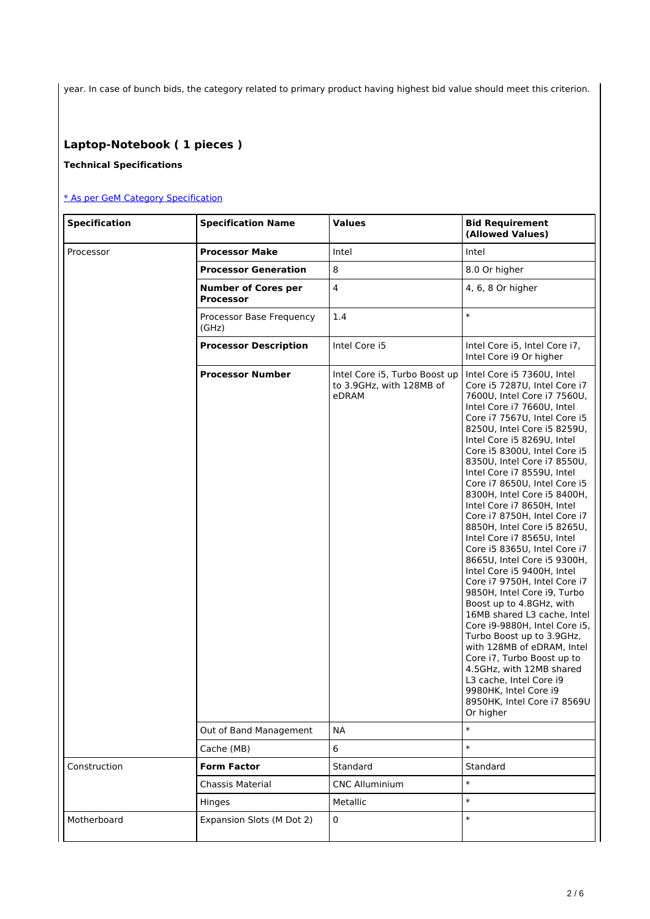year. In case of bunch bids, the category related to primary product having highest bid value should meet this criterion.

## Laptop-Notebook ( 1 pieces )

**Technical Specifications**

[* As per GeM Category Specification]()

| Specification | Specification Name | Values | Bid Requirement (Allowed Values) |
|---|---|---|---|
| Processor | **Processor Make** | Intel | Intel |
| | **Processor Generation** | 8 | 8.0 Or higher |
| | **Number of Cores per Processor** | 4 | 4, 6, 8 Or higher |
| | Processor Base Frequency (GHz) | 1.4 | * |
| | **Processor Description** | Intel Core i5 | Intel Core i5, Intel Core i7, Intel Core i9 Or higher |
| | **Processor Number** | Intel Core i5, Turbo Boost up to 3.9GHz, with 128MB of eDRAM | Intel Core i5 7360U, Intel Core i5 7287U, Intel Core i7 7600U, Intel Core i7 7560U, Intel Core i7 7660U, Intel Core i7 7567U, Intel Core i5 8250U, Intel Core i5 8259U, Intel Core i5 8269U, Intel Core i5 8300U, Intel Core i5 8350U, Intel Core i7 8550U, Intel Core i7 8559U, Intel Core i7 8650U, Intel Core i5 8300H, Intel Core i5 8400H, Intel Core i7 8650H, Intel Core i7 8750H, Intel Core i7 8850H, Intel Core i5 8265U, Intel Core i7 8565U, Intel Core i5 8365U, Intel Core i7 8665U, Intel Core i5 9300H, Intel Core i5 9400H, Intel Core i7 9750H, Intel Core i7 9850H, Intel Core i9, Turbo Boost up to 4.8GHz, with 16MB shared L3 cache, Intel Core i9-9880H, Intel Core i5, Turbo Boost up to 3.9GHz, with 128MB of eDRAM, Intel Core i7, Turbo Boost up to 4.5GHz, with 12MB shared L3 cache, Intel Core i9 9980HK, Intel Core i9 8950HK, Intel Core i7 8569U Or higher |
| | Out of Band Management | NA | * |
| | Cache (MB) | 6 | * |
| Construction | **Form Factor** | Standard | Standard |
| | Chassis Material | CNC Alluminium | * |
| | Hinges | Metallic | * |
| Motherboard | Expansion Slots (M Dot 2) | 0 | * |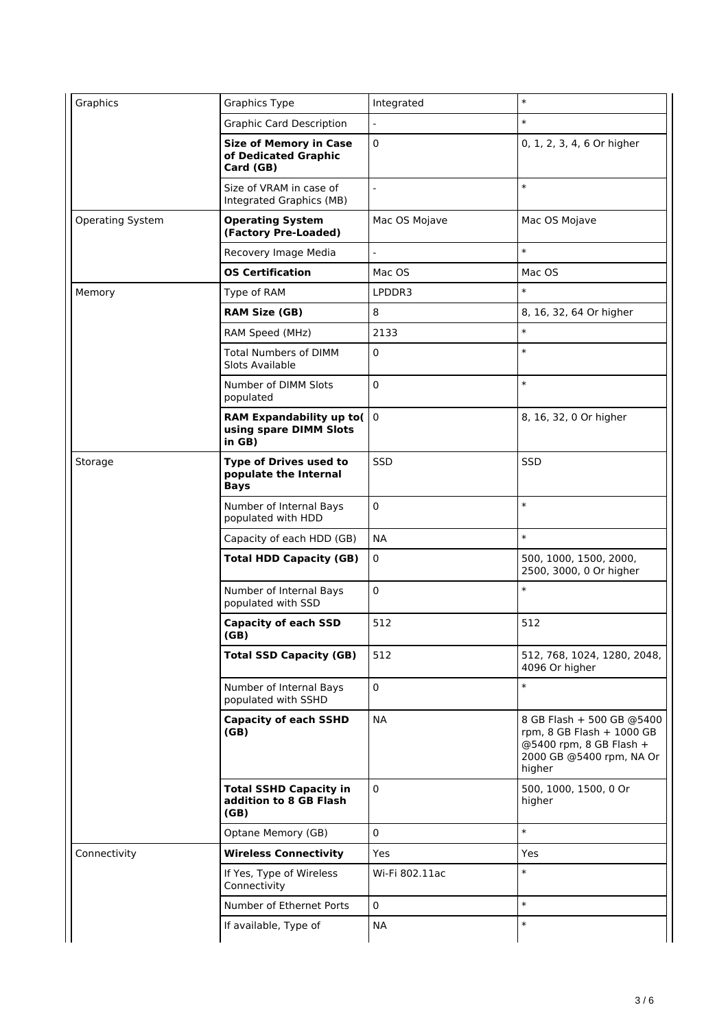| | | | |
|---|---|---|---|
| Graphics | Graphics Type | Integrated | * |
| | Graphic Card Description | - | * |
| | **Size of Memory in Case of Dedicated Graphic Card (GB)** | 0 | 0, 1, 2, 3, 4, 6 Or higher |
| | Size of VRAM in case of Integrated Graphics (MB) | - | * |
| Operating System | **Operating System (Factory Pre-Loaded)** | Mac OS Mojave | Mac OS Mojave |
| | Recovery Image Media | - | * |
| | **OS Certification** | Mac OS | Mac OS |
| Memory | Type of RAM | LPDDR3 | * |
| | **RAM Size (GB)** | 8 | 8, 16, 32, 64 Or higher |
| | RAM Speed (MHz) | 2133 | * |
| | Total Numbers of DIMM Slots Available | 0 | * |
| | Number of DIMM Slots populated | 0 | * |
| | **RAM Expandability up to( using spare DIMM Slots in GB)** | 0 | 8, 16, 32, 0 Or higher |
| Storage | **Type of Drives used to populate the Internal Bays** | SSD | SSD |
| | Number of Internal Bays populated with HDD | 0 | * |
| | Capacity of each HDD (GB) | NA | * |
| | **Total HDD Capacity (GB)** | 0 | 500, 1000, 1500, 2000, 2500, 3000, 0 Or higher |
| | Number of Internal Bays populated with SSD | 0 | * |
| | **Capacity of each SSD (GB)** | 512 | 512 |
| | **Total SSD Capacity (GB)** | 512 | 512, 768, 1024, 1280, 2048, 4096 Or higher |
| | Number of Internal Bays populated with SSHD | 0 | * |
| | **Capacity of each SSHD (GB)** | NA | 8 GB Flash + 500 GB @5400 rpm, 8 GB Flash + 1000 GB @5400 rpm, 8 GB Flash + 2000 GB @5400 rpm, NA Or higher |
| | **Total SSHD Capacity in addition to 8 GB Flash (GB)** | 0 | 500, 1000, 1500, 0 Or higher |
| | Optane Memory (GB) | 0 | * |
| Connectivity | **Wireless Connectivity** | Yes | Yes |
| | If Yes, Type of Wireless Connectivity | Wi-Fi 802.11ac | * |
| | Number of Ethernet Ports | 0 | * |
| | If available, Type of | NA | * |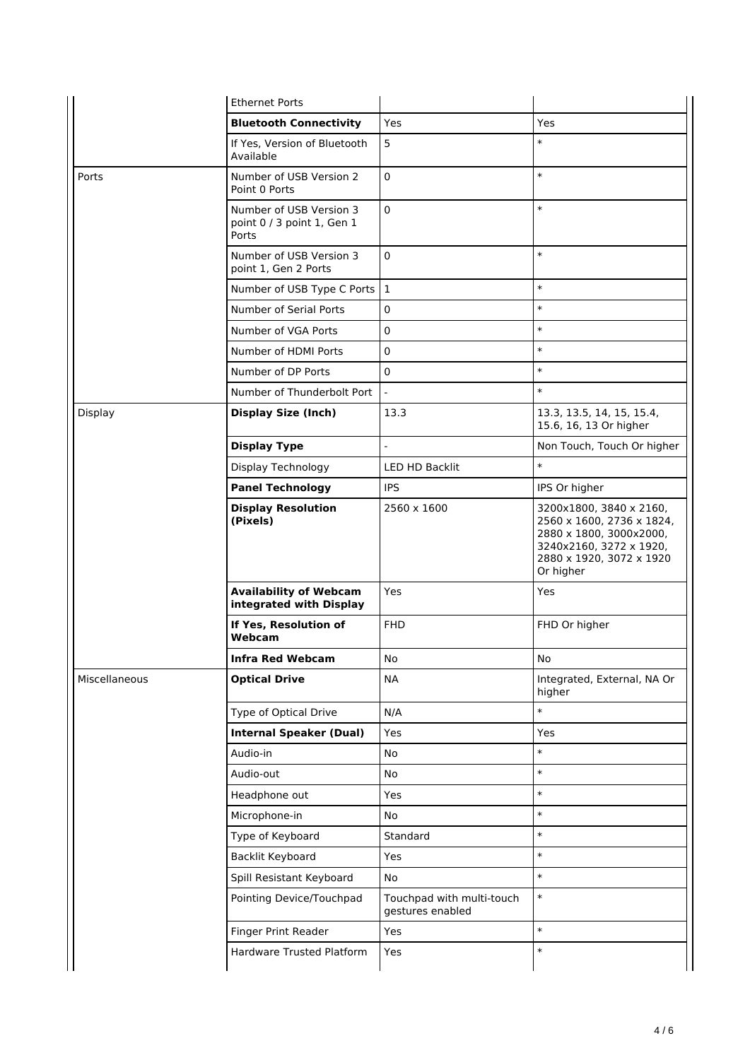| | | | |
|---|---|---|---|
| | Ethernet Ports | | |
| | **Bluetooth Connectivity** | Yes | Yes |
| | If Yes, Version of Bluetooth Available | 5 | * |
| Ports | Number of USB Version 2 Point 0 Ports | 0 | * |
| | Number of USB Version 3 point 0 / 3 point 1, Gen 1 Ports | 0 | * |
| | Number of USB Version 3 point 1, Gen 2 Ports | 0 | * |
| | Number of USB Type C Ports | 1 | * |
| | Number of Serial Ports | 0 | * |
| | Number of VGA Ports | 0 | * |
| | Number of HDMI Ports | 0 | * |
| | Number of DP Ports | 0 | * |
| | Number of Thunderbolt Port | - | * |
| Display | **Display Size (Inch)** | 13.3 | 13.3, 13.5, 14, 15, 15.4, 15.6, 16, 13 Or higher |
| | **Display Type** | - | Non Touch, Touch Or higher |
| | Display Technology | LED HD Backlit | * |
| | **Panel Technology** | IPS | IPS Or higher |
| | **Display Resolution (Pixels)** | 2560 x 1600 | 3200x1800, 3840 x 2160, 2560 x 1600, 2736 x 1824, 2880 x 1800, 3000x2000, 3240x2160, 3272 x 1920, 2880 x 1920, 3072 x 1920 Or higher |
| | **Availability of Webcam integrated with Display** | Yes | Yes |
| | **If Yes, Resolution of Webcam** | FHD | FHD Or higher |
| | **Infra Red Webcam** | No | No |
| Miscellaneous | **Optical Drive** | NA | Integrated, External, NA Or higher |
| | Type of Optical Drive | N/A | * |
| | **Internal Speaker (Dual)** | Yes | Yes |
| | Audio-in | No | * |
| | Audio-out | No | * |
| | Headphone out | Yes | * |
| | Microphone-in | No | * |
| | Type of Keyboard | Standard | * |
| | Backlit Keyboard | Yes | * |
| | Spill Resistant Keyboard | No | * |
| | Pointing Device/Touchpad | Touchpad with multi-touch gestures enabled | * |
| | Finger Print Reader | Yes | * |
| | Hardware Trusted Platform | Yes | * |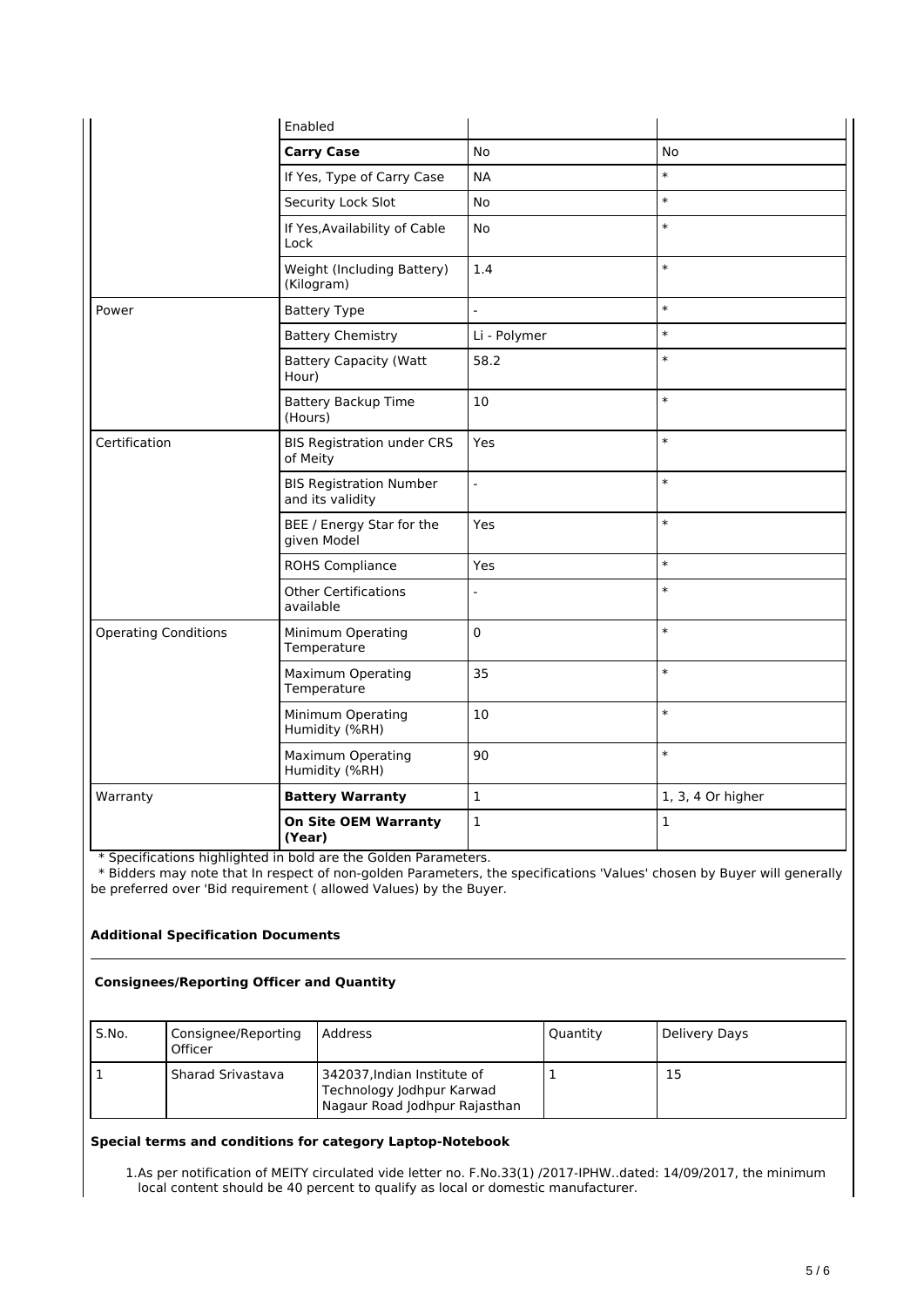| | Enabled | | |
|---|---|---|---|
| | **Carry Case** | No | No |
| | If Yes, Type of Carry Case | NA | * |
| | Security Lock Slot | No | * |
| | If Yes,Availability of Cable Lock | No | * |
| | Weight (Including Battery) (Kilogram) | 1.4 | * |
| Power | Battery Type | - | * |
| | Battery Chemistry | Li - Polymer | * |
| | Battery Capacity (Watt Hour) | 58.2 | * |
| | Battery Backup Time (Hours) | 10 | * |
| Certification | BIS Registration under CRS of Meity | Yes | * |
| | BIS Registration Number and its validity | - | * |
| | BEE / Energy Star for the given Model | Yes | * |
| | ROHS Compliance | Yes | * |
| | Other Certifications available | - | * |
| Operating Conditions | Minimum Operating Temperature | 0 | * |
| | Maximum Operating Temperature | 35 | * |
| | Minimum Operating Humidity (%RH) | 10 | * |
| | Maximum Operating Humidity (%RH) | 90 | * |
| Warranty | **Battery Warranty** | 1 | 1, 3, 4 Or higher |
| | **On Site OEM Warranty (Year)** | 1 | 1 |

* Specifications highlighted in bold are the Golden Parameters.

* Bidders may note that In respect of non-golden Parameters, the specifications 'Values' chosen by Buyer will generally be preferred over 'Bid requirement ( allowed Values) by the Buyer.

**Additional Specification Documents**

**Consignees/Reporting Officer and Quantity**

| S.No. | Consignee/Reporting Officer | Address | Quantity | Delivery Days |
|---|---|---|---|---|
| 1 | Sharad Srivastava | 342037,Indian Institute of Technology Jodhpur Karwad Nagaur Road Jodhpur Rajasthan | 1 | 15 |

**Special terms and conditions for category Laptop-Notebook**

1. As per notification of MEITY circulated vide letter no. F.No.33(1) /2017-IPHW..dated: 14/09/2017, the minimum local content should be 40 percent to qualify as local or domestic manufacturer.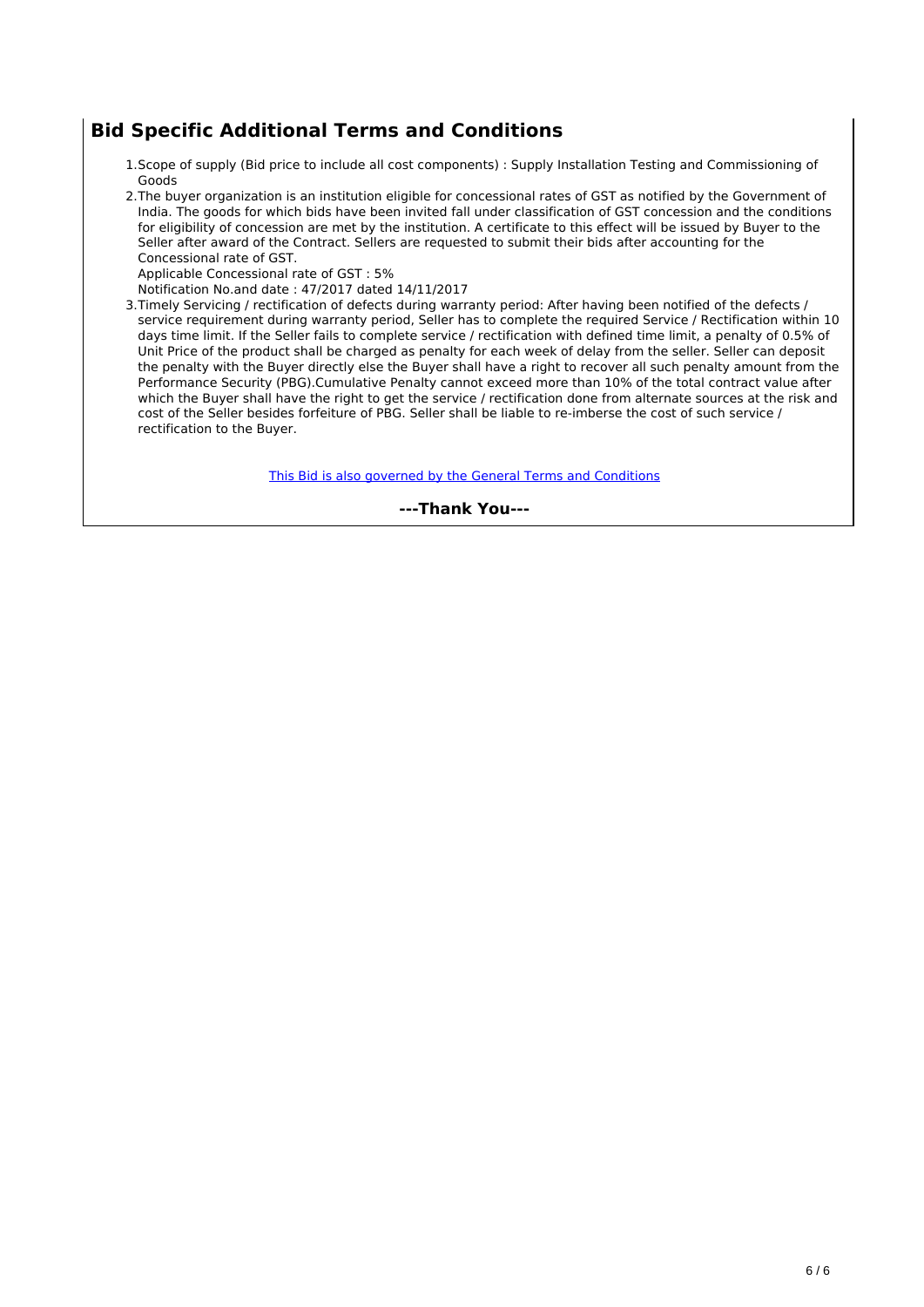## Bid Specific Additional Terms and Conditions

1. Scope of supply (Bid price to include all cost components) : Supply Installation Testing and Commissioning of Goods
2. The buyer organization is an institution eligible for concessional rates of GST as notified by the Government of India. The goods for which bids have been invited fall under classification of GST concession and the conditions for eligibility of concession are met by the institution. A certificate to this effect will be issued by Buyer to the Seller after award of the Contract. Sellers are requested to submit their bids after accounting for the Concessional rate of GST.
   Applicable Concessional rate of GST : 5%
   Notification No.and date : 47/2017 dated 14/11/2017
3. Timely Servicing / rectification of defects during warranty period: After having been notified of the defects / service requirement during warranty period, Seller has to complete the required Service / Rectification within 10 days time limit. If the Seller fails to complete service / rectification with defined time limit, a penalty of 0.5% of Unit Price of the product shall be charged as penalty for each week of delay from the seller. Seller can deposit the penalty with the Buyer directly else the Buyer shall have a right to recover all such penalty amount from the Performance Security (PBG).Cumulative Penalty cannot exceed more than 10% of the total contract value after which the Buyer shall have the right to get the service / rectification done from alternate sources at the risk and cost of the Seller besides forfeiture of PBG. Seller shall be liable to re-imberse the cost of such service / rectification to the Buyer.

This Bid is also governed by the General Terms and Conditions

**---Thank You---**